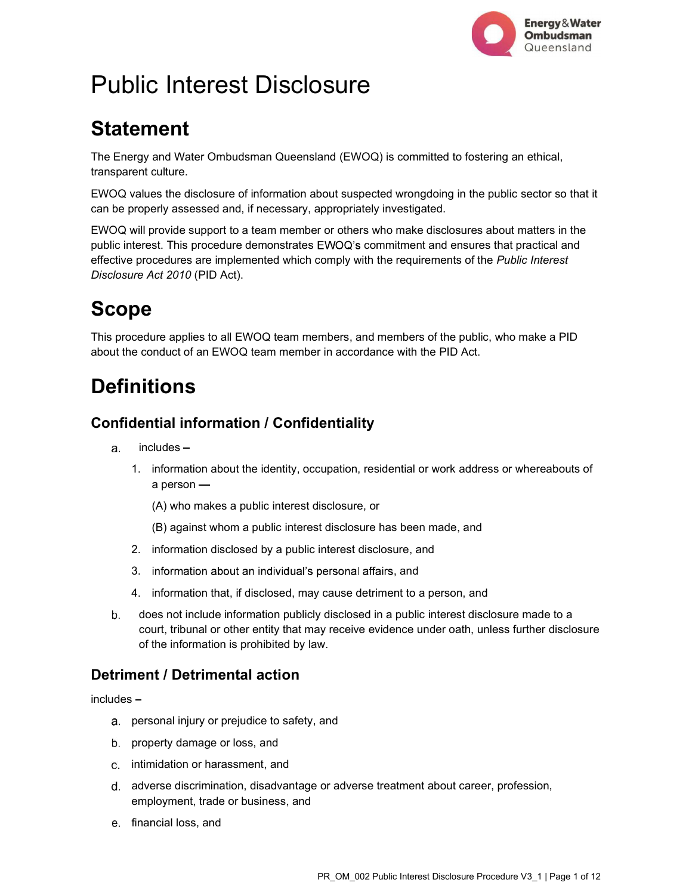# Public Interest Disclosure

## Statement

The Energy and Water Ombudsman Queensland (EWOQ) is committed to fostering an ethical, transparent culture.

EWOQ values the disclosure of information about suspected wrongdoing in the public sector so that it can be properly assessed and, if necessary, appropriately investigated.

EWOQ will provide support to a team member or others who make disclosures about matters in the public interest. This procedure demonstrates EWOQ's commitment and ensures that practical and effective procedures are implemented which comply with the requirements of the *Public Interest Disclosure Act 2010* (PID Act).

## Scope

This procedure applies to all EWOQ team members, and members of the public, who make a PID about the conduct of an EWOQ team member in accordance with the PID Act.

## Definitions

### Confidential information / Confidentiality

a. includes –
   1. information about the identity, occupation, residential or work address or whereabouts of a person —

      (A) who makes a public interest disclosure, or

      (B) against whom a public interest disclosure has been made, and
   2. information disclosed by a public interest disclosure, and
   3. information about an individual's personal affairs, and
   4. information that, if disclosed, may cause detriment to a person, and

b. does not include information publicly disclosed in a public interest disclosure made to a court, tribunal or other entity that may receive evidence under oath, unless further disclosure of the information is prohibited by law.

### Detriment / Detrimental action

includes –

a. personal injury or prejudice to safety, and
b. property damage or loss, and
c. intimidation or harassment, and
d. adverse discrimination, disadvantage or adverse treatment about career, profession, employment, trade or business, and
e. financial loss, and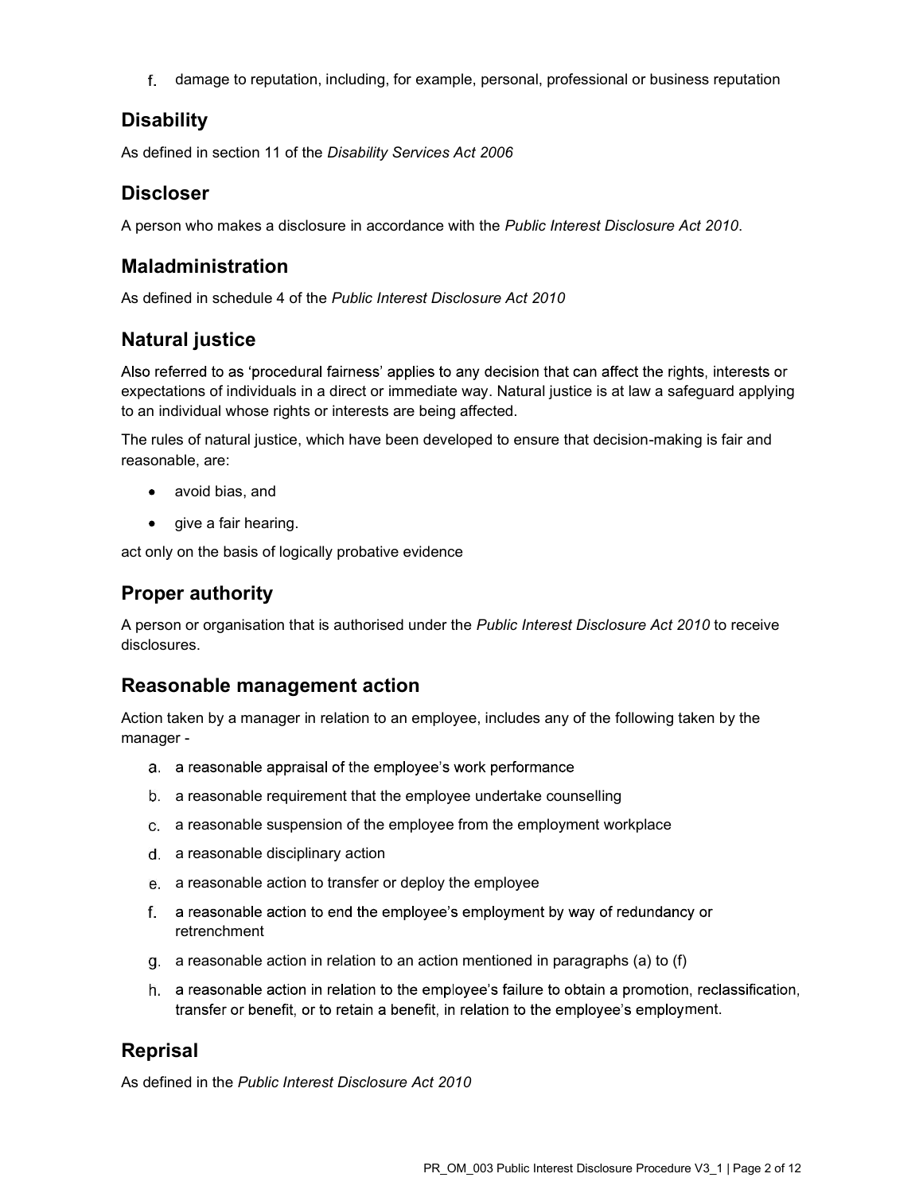f. damage to reputation, including, for example, personal, professional or business reputation

## Disability

As defined in section 11 of the *Disability Services Act 2006*

## Discloser

A person who makes a disclosure in accordance with the *Public Interest Disclosure Act 2010*.

## Maladministration

As defined in schedule 4 of the *Public Interest Disclosure Act 2010*

## Natural justice

Also referred to as 'procedural fairness' applies to any decision that can affect the rights, interests or expectations of individuals in a direct or immediate way. Natural justice is at law a safeguard applying to an individual whose rights or interests are being affected.

The rules of natural justice, which have been developed to ensure that decision-making is fair and reasonable, are:

- avoid bias, and
- give a fair hearing.

act only on the basis of logically probative evidence

## Proper authority

A person or organisation that is authorised under the *Public Interest Disclosure Act 2010* to receive disclosures.

## Reasonable management action

Action taken by a manager in relation to an employee, includes any of the following taken by the manager -

a. a reasonable appraisal of the employee's work performance
b. a reasonable requirement that the employee undertake counselling
c. a reasonable suspension of the employee from the employment workplace
d. a reasonable disciplinary action
e. a reasonable action to transfer or deploy the employee
f. a reasonable action to end the employee's employment by way of redundancy or retrenchment
g. a reasonable action in relation to an action mentioned in paragraphs (a) to (f)
h. a reasonable action in relation to the employee's failure to obtain a promotion, reclassification, transfer or benefit, or to retain a benefit, in relation to the employee's employment.

## Reprisal

As defined in the *Public Interest Disclosure Act 2010*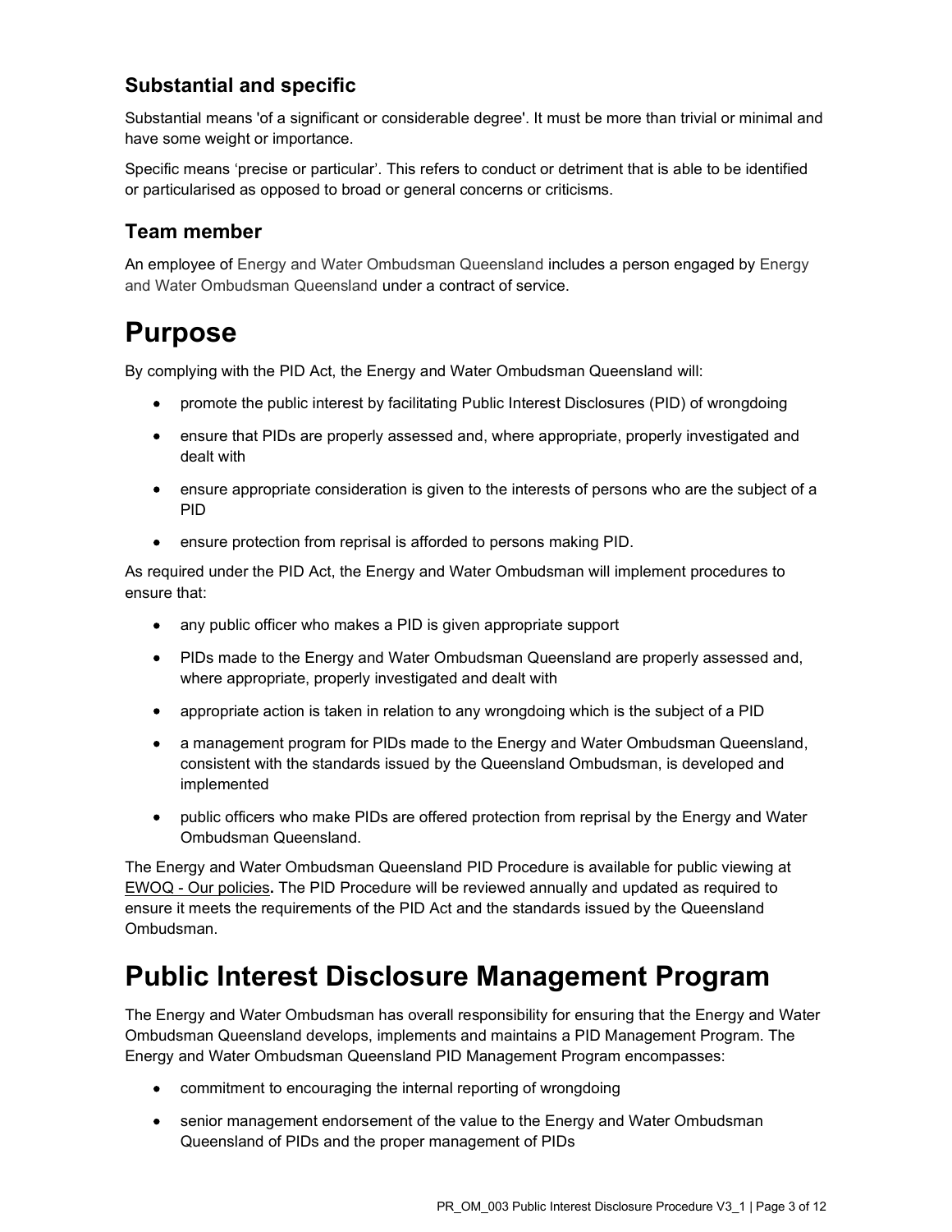### Substantial and specific

Substantial means 'of a significant or considerable degree'. It must be more than trivial or minimal and have some weight or importance.

Specific means 'precise or particular'. This refers to conduct or detriment that is able to be identified or particularised as opposed to broad or general concerns or criticisms.

### Team member

An employee of Energy and Water Ombudsman Queensland includes a person engaged by Energy and Water Ombudsman Queensland under a contract of service.

# Purpose

By complying with the PID Act, the Energy and Water Ombudsman Queensland will:

- promote the public interest by facilitating Public Interest Disclosures (PID) of wrongdoing
- ensure that PIDs are properly assessed and, where appropriate, properly investigated and dealt with
- ensure appropriate consideration is given to the interests of persons who are the subject of a PID
- ensure protection from reprisal is afforded to persons making PID.

As required under the PID Act, the Energy and Water Ombudsman will implement procedures to ensure that:

- any public officer who makes a PID is given appropriate support
- PIDs made to the Energy and Water Ombudsman Queensland are properly assessed and, where appropriate, properly investigated and dealt with
- appropriate action is taken in relation to any wrongdoing which is the subject of a PID
- a management program for PIDs made to the Energy and Water Ombudsman Queensland, consistent with the standards issued by the Queensland Ombudsman, is developed and implemented
- public officers who make PIDs are offered protection from reprisal by the Energy and Water Ombudsman Queensland.

The Energy and Water Ombudsman Queensland PID Procedure is available for public viewing at EWOQ - Our policies**.** The PID Procedure will be reviewed annually and updated as required to ensure it meets the requirements of the PID Act and the standards issued by the Queensland Ombudsman.

# Public Interest Disclosure Management Program

The Energy and Water Ombudsman has overall responsibility for ensuring that the Energy and Water Ombudsman Queensland develops, implements and maintains a PID Management Program. The Energy and Water Ombudsman Queensland PID Management Program encompasses:

- commitment to encouraging the internal reporting of wrongdoing
- senior management endorsement of the value to the Energy and Water Ombudsman Queensland of PIDs and the proper management of PIDs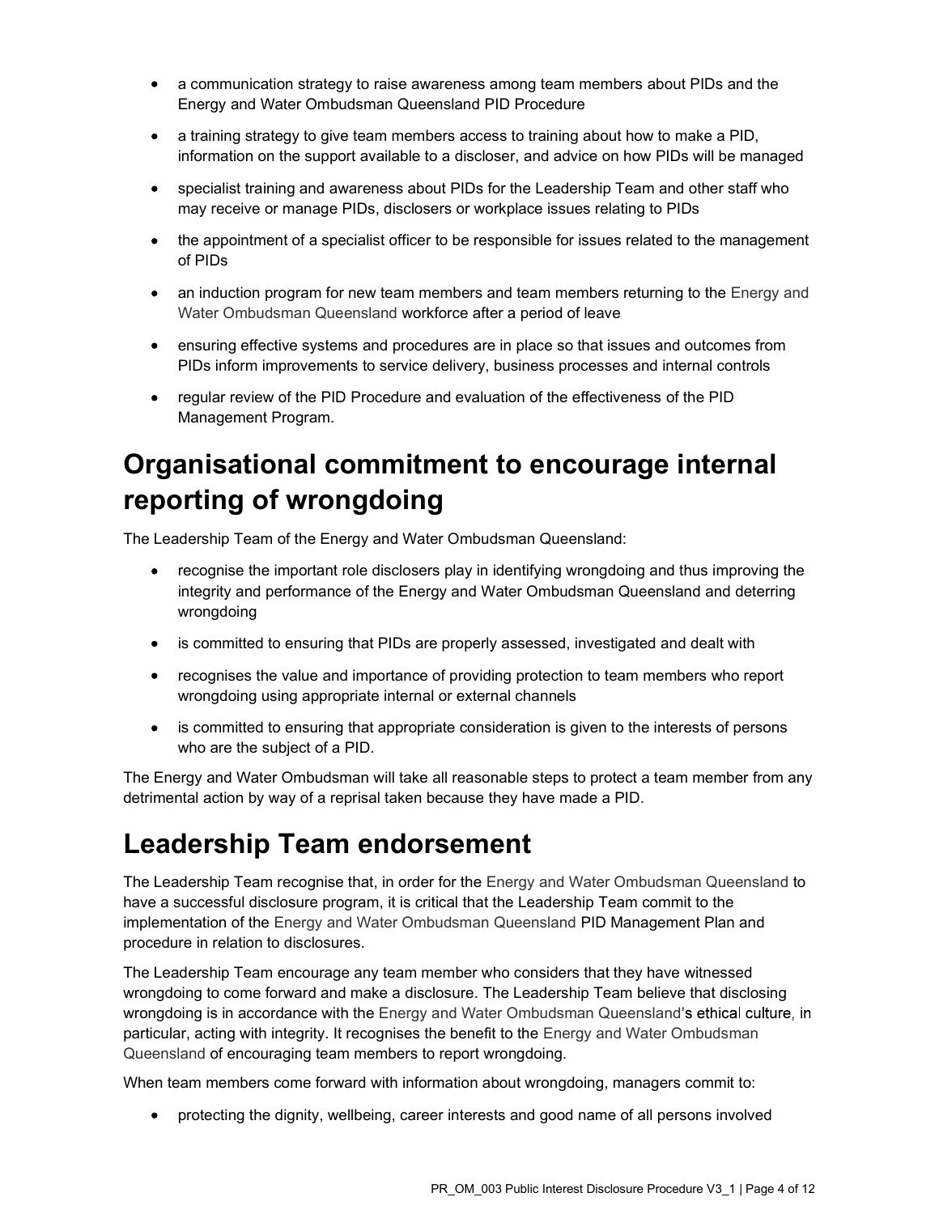- a communication strategy to raise awareness among team members about PIDs and the Energy and Water Ombudsman Queensland PID Procedure
- a training strategy to give team members access to training about how to make a PID, information on the support available to a discloser, and advice on how PIDs will be managed
- specialist training and awareness about PIDs for the Leadership Team and other staff who may receive or manage PIDs, disclosers or workplace issues relating to PIDs
- the appointment of a specialist officer to be responsible for issues related to the management of PIDs
- an induction program for new team members and team members returning to the Energy and Water Ombudsman Queensland workforce after a period of leave
- ensuring effective systems and procedures are in place so that issues and outcomes from PIDs inform improvements to service delivery, business processes and internal controls
- regular review of the PID Procedure and evaluation of the effectiveness of the PID Management Program.

# Organisational commitment to encourage internal reporting of wrongdoing

The Leadership Team of the Energy and Water Ombudsman Queensland:

- recognise the important role disclosers play in identifying wrongdoing and thus improving the integrity and performance of the Energy and Water Ombudsman Queensland and deterring wrongdoing
- is committed to ensuring that PIDs are properly assessed, investigated and dealt with
- recognises the value and importance of providing protection to team members who report wrongdoing using appropriate internal or external channels
- is committed to ensuring that appropriate consideration is given to the interests of persons who are the subject of a PID.

The Energy and Water Ombudsman will take all reasonable steps to protect a team member from any detrimental action by way of a reprisal taken because they have made a PID.

# Leadership Team endorsement

The Leadership Team recognise that, in order for the Energy and Water Ombudsman Queensland to have a successful disclosure program, it is critical that the Leadership Team commit to the implementation of the Energy and Water Ombudsman Queensland PID Management Plan and procedure in relation to disclosures.

The Leadership Team encourage any team member who considers that they have witnessed wrongdoing to come forward and make a disclosure. The Leadership Team believe that disclosing wrongdoing is in accordance with the Energy and Water Ombudsman Queensland's ethical culture, in particular, acting with integrity. It recognises the benefit to the Energy and Water Ombudsman Queensland of encouraging team members to report wrongdoing.

When team members come forward with information about wrongdoing, managers commit to:

- protecting the dignity, wellbeing, career interests and good name of all persons involved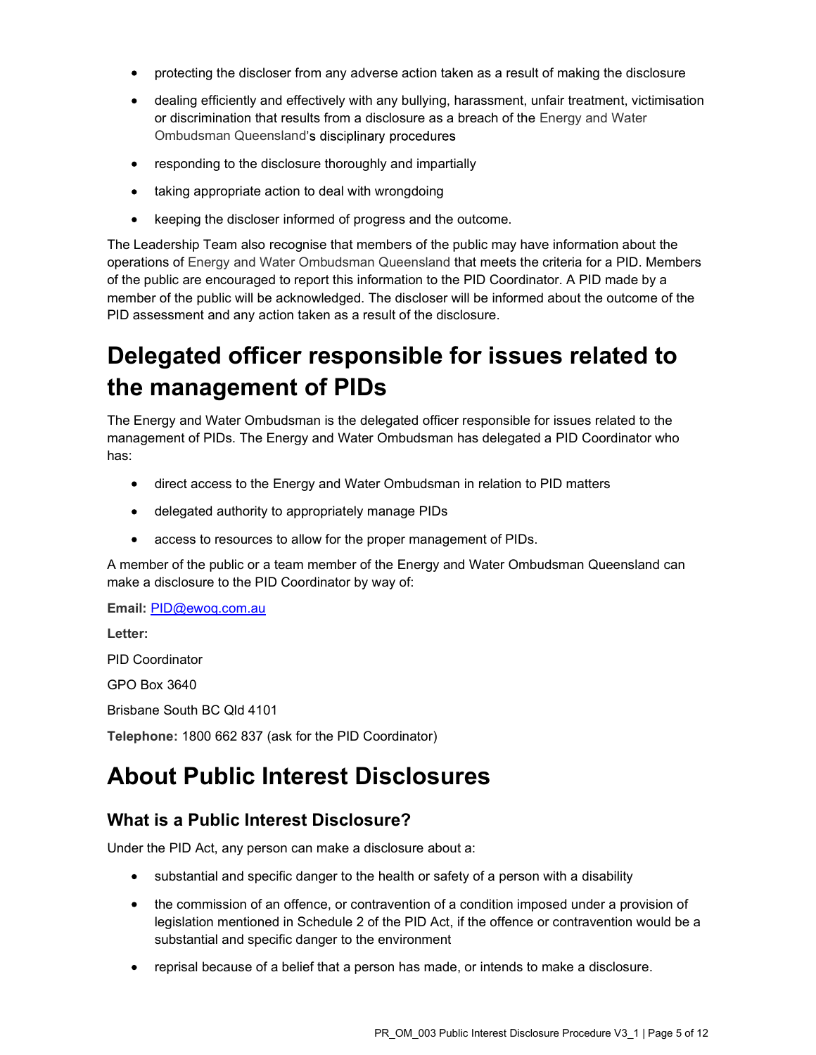- protecting the discloser from any adverse action taken as a result of making the disclosure
- dealing efficiently and effectively with any bullying, harassment, unfair treatment, victimisation or discrimination that results from a disclosure as a breach of the Energy and Water Ombudsman Queensland's disciplinary procedures
- responding to the disclosure thoroughly and impartially
- taking appropriate action to deal with wrongdoing
- keeping the discloser informed of progress and the outcome.

The Leadership Team also recognise that members of the public may have information about the operations of Energy and Water Ombudsman Queensland that meets the criteria for a PID. Members of the public are encouraged to report this information to the PID Coordinator. A PID made by a member of the public will be acknowledged. The discloser will be informed about the outcome of the PID assessment and any action taken as a result of the disclosure.

# Delegated officer responsible for issues related to the management of PIDs

The Energy and Water Ombudsman is the delegated officer responsible for issues related to the management of PIDs. The Energy and Water Ombudsman has delegated a PID Coordinator who has:

- direct access to the Energy and Water Ombudsman in relation to PID matters
- delegated authority to appropriately manage PIDs
- access to resources to allow for the proper management of PIDs.

A member of the public or a team member of the Energy and Water Ombudsman Queensland can make a disclosure to the PID Coordinator by way of:

**Email:** PID@ewoq.com.au

**Letter:**

PID Coordinator

GPO Box 3640

Brisbane South BC Qld 4101

**Telephone:** 1800 662 837 (ask for the PID Coordinator)

# About Public Interest Disclosures

## What is a Public Interest Disclosure?

Under the PID Act, any person can make a disclosure about a:

- substantial and specific danger to the health or safety of a person with a disability
- the commission of an offence, or contravention of a condition imposed under a provision of legislation mentioned in Schedule 2 of the PID Act, if the offence or contravention would be a substantial and specific danger to the environment
- reprisal because of a belief that a person has made, or intends to make a disclosure.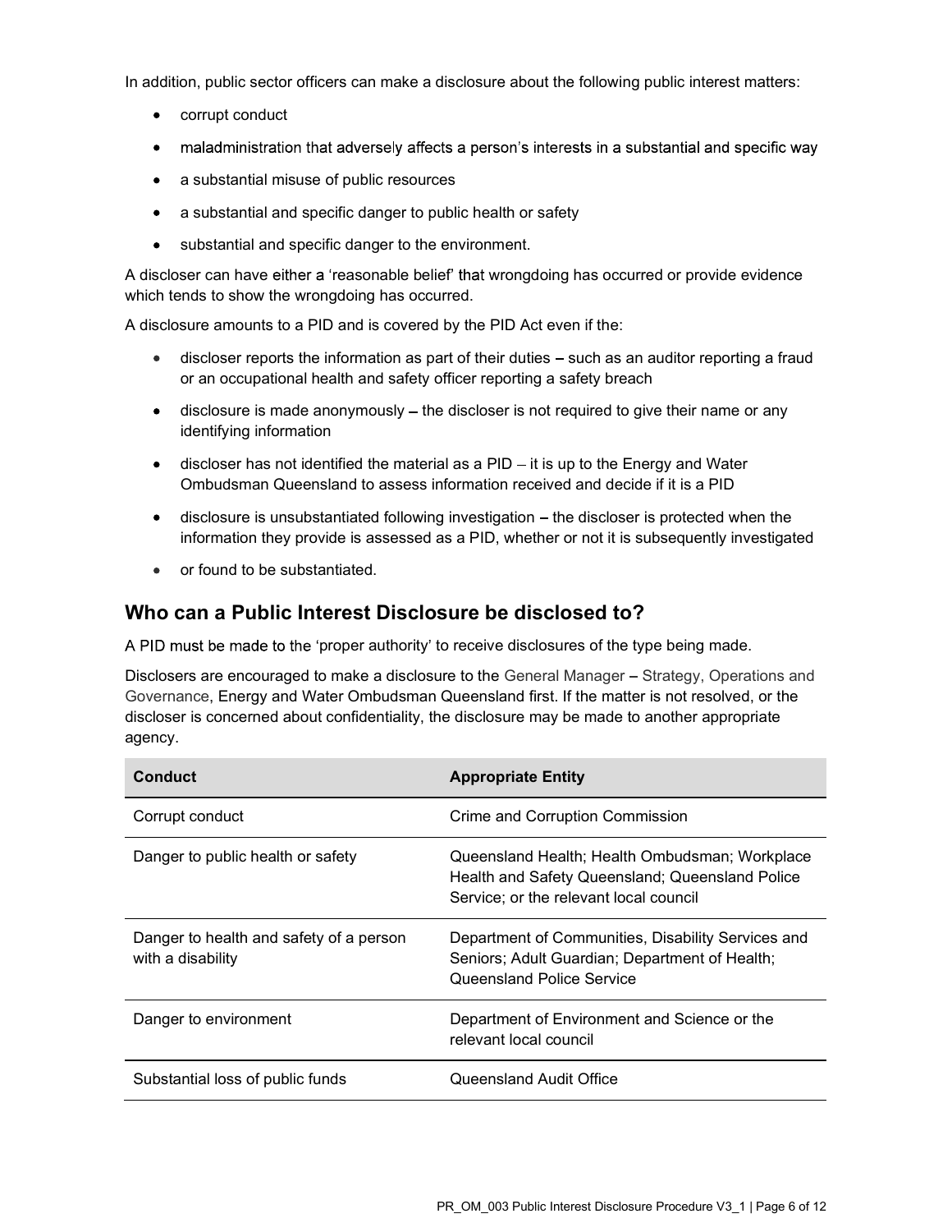In addition, public sector officers can make a disclosure about the following public interest matters:

- corrupt conduct
- maladministration that adversely affects a person's interests in a substantial and specific way
- a substantial misuse of public resources
- a substantial and specific danger to public health or safety
- substantial and specific danger to the environment.

A discloser can have either a 'reasonable belief' that wrongdoing has occurred or provide evidence which tends to show the wrongdoing has occurred.

A disclosure amounts to a PID and is covered by the PID Act even if the:

- discloser reports the information as part of their duties – such as an auditor reporting a fraud or an occupational health and safety officer reporting a safety breach
- disclosure is made anonymously – the discloser is not required to give their name or any identifying information
- discloser has not identified the material as a PID – it is up to the Energy and Water Ombudsman Queensland to assess information received and decide if it is a PID
- disclosure is unsubstantiated following investigation – the discloser is protected when the information they provide is assessed as a PID, whether or not it is subsequently investigated
- or found to be substantiated.

## Who can a Public Interest Disclosure be disclosed to?

A PID must be made to the 'proper authority' to receive disclosures of the type being made.

Disclosers are encouraged to make a disclosure to the General Manager – Strategy, Operations and Governance, Energy and Water Ombudsman Queensland first. If the matter is not resolved, or the discloser is concerned about confidentiality, the disclosure may be made to another appropriate agency.

| Conduct | Appropriate Entity |
| --- | --- |
| Corrupt conduct | Crime and Corruption Commission |
| Danger to public health or safety | Queensland Health; Health Ombudsman; Workplace Health and Safety Queensland; Queensland Police Service; or the relevant local council |
| Danger to health and safety of a person with a disability | Department of Communities, Disability Services and Seniors; Adult Guardian; Department of Health; Queensland Police Service |
| Danger to environment | Department of Environment and Science or the relevant local council |
| Substantial loss of public funds | Queensland Audit Office |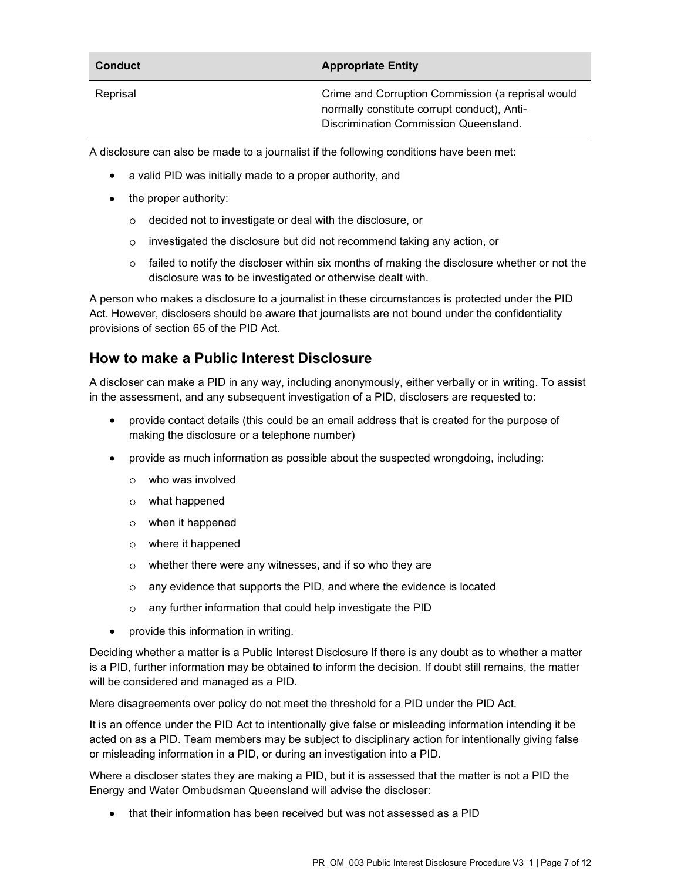| Conduct | Appropriate Entity |
| --- | --- |
| Reprisal | Crime and Corruption Commission (a reprisal would normally constitute corrupt conduct), Anti-Discrimination Commission Queensland. |

A disclosure can also be made to a journalist if the following conditions have been met:

- a valid PID was initially made to a proper authority, and
- the proper authority:
  - decided not to investigate or deal with the disclosure, or
  - investigated the disclosure but did not recommend taking any action, or
  - failed to notify the discloser within six months of making the disclosure whether or not the disclosure was to be investigated or otherwise dealt with.

A person who makes a disclosure to a journalist in these circumstances is protected under the PID Act. However, disclosers should be aware that journalists are not bound under the confidentiality provisions of section 65 of the PID Act.

## How to make a Public Interest Disclosure

A discloser can make a PID in any way, including anonymously, either verbally or in writing. To assist in the assessment, and any subsequent investigation of a PID, disclosers are requested to:

- provide contact details (this could be an email address that is created for the purpose of making the disclosure or a telephone number)
- provide as much information as possible about the suspected wrongdoing, including:
  - who was involved
  - what happened
  - when it happened
  - where it happened
  - whether there were any witnesses, and if so who they are
  - any evidence that supports the PID, and where the evidence is located
  - any further information that could help investigate the PID
- provide this information in writing.

Deciding whether a matter is a Public Interest Disclosure If there is any doubt as to whether a matter is a PID, further information may be obtained to inform the decision. If doubt still remains, the matter will be considered and managed as a PID.

Mere disagreements over policy do not meet the threshold for a PID under the PID Act.

It is an offence under the PID Act to intentionally give false or misleading information intending it be acted on as a PID. Team members may be subject to disciplinary action for intentionally giving false or misleading information in a PID, or during an investigation into a PID.

Where a discloser states they are making a PID, but it is assessed that the matter is not a PID the Energy and Water Ombudsman Queensland will advise the discloser:

- that their information has been received but was not assessed as a PID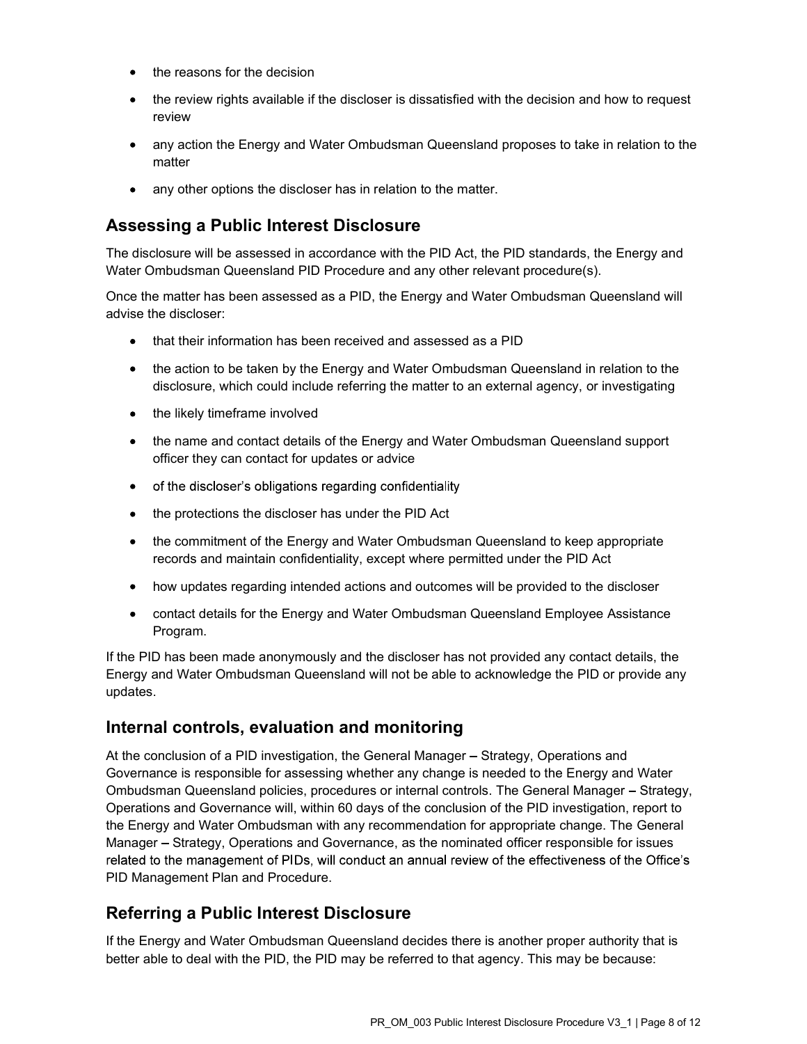- the reasons for the decision
- the review rights available if the discloser is dissatisfied with the decision and how to request review
- any action the Energy and Water Ombudsman Queensland proposes to take in relation to the matter
- any other options the discloser has in relation to the matter.

## Assessing a Public Interest Disclosure

The disclosure will be assessed in accordance with the PID Act, the PID standards, the Energy and Water Ombudsman Queensland PID Procedure and any other relevant procedure(s).

Once the matter has been assessed as a PID, the Energy and Water Ombudsman Queensland will advise the discloser:

- that their information has been received and assessed as a PID
- the action to be taken by the Energy and Water Ombudsman Queensland in relation to the disclosure, which could include referring the matter to an external agency, or investigating
- the likely timeframe involved
- the name and contact details of the Energy and Water Ombudsman Queensland support officer they can contact for updates or advice
- of the discloser's obligations regarding confidentiality
- the protections the discloser has under the PID Act
- the commitment of the Energy and Water Ombudsman Queensland to keep appropriate records and maintain confidentiality, except where permitted under the PID Act
- how updates regarding intended actions and outcomes will be provided to the discloser
- contact details for the Energy and Water Ombudsman Queensland Employee Assistance Program.

If the PID has been made anonymously and the discloser has not provided any contact details, the Energy and Water Ombudsman Queensland will not be able to acknowledge the PID or provide any updates.

## Internal controls, evaluation and monitoring

At the conclusion of a PID investigation, the General Manager – Strategy, Operations and Governance is responsible for assessing whether any change is needed to the Energy and Water Ombudsman Queensland policies, procedures or internal controls. The General Manager – Strategy, Operations and Governance will, within 60 days of the conclusion of the PID investigation, report to the Energy and Water Ombudsman with any recommendation for appropriate change. The General Manager – Strategy, Operations and Governance, as the nominated officer responsible for issues related to the management of PIDs, will conduct an annual review of the effectiveness of the Office's PID Management Plan and Procedure.

## Referring a Public Interest Disclosure

If the Energy and Water Ombudsman Queensland decides there is another proper authority that is better able to deal with the PID, the PID may be referred to that agency. This may be because: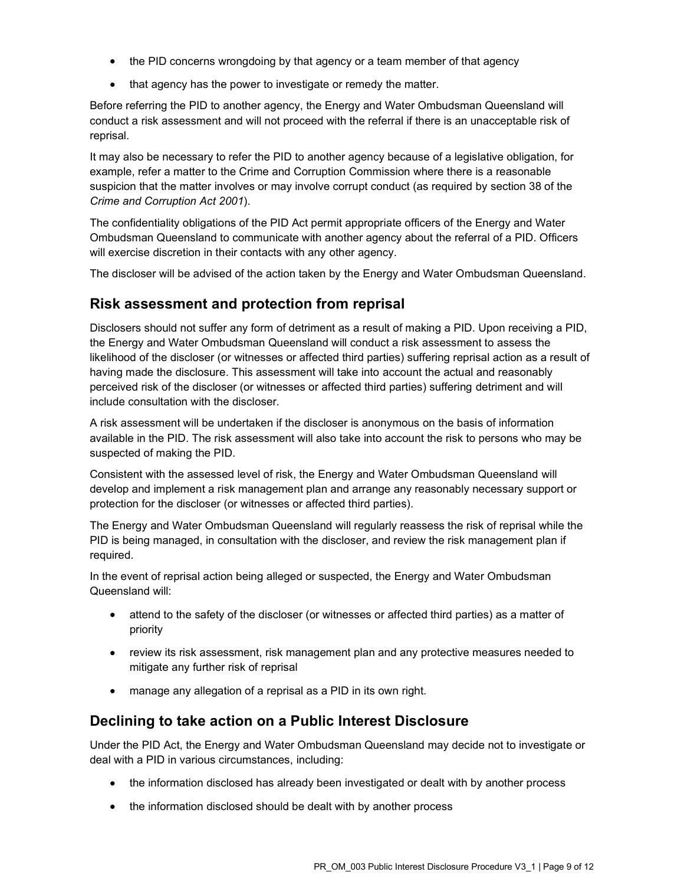- the PID concerns wrongdoing by that agency or a team member of that agency
- that agency has the power to investigate or remedy the matter.

Before referring the PID to another agency, the Energy and Water Ombudsman Queensland will conduct a risk assessment and will not proceed with the referral if there is an unacceptable risk of reprisal.

It may also be necessary to refer the PID to another agency because of a legislative obligation, for example, refer a matter to the Crime and Corruption Commission where there is a reasonable suspicion that the matter involves or may involve corrupt conduct (as required by section 38 of the *Crime and Corruption Act 2001*).

The confidentiality obligations of the PID Act permit appropriate officers of the Energy and Water Ombudsman Queensland to communicate with another agency about the referral of a PID. Officers will exercise discretion in their contacts with any other agency.

The discloser will be advised of the action taken by the Energy and Water Ombudsman Queensland.

## Risk assessment and protection from reprisal

Disclosers should not suffer any form of detriment as a result of making a PID. Upon receiving a PID, the Energy and Water Ombudsman Queensland will conduct a risk assessment to assess the likelihood of the discloser (or witnesses or affected third parties) suffering reprisal action as a result of having made the disclosure. This assessment will take into account the actual and reasonably perceived risk of the discloser (or witnesses or affected third parties) suffering detriment and will include consultation with the discloser.

A risk assessment will be undertaken if the discloser is anonymous on the basis of information available in the PID. The risk assessment will also take into account the risk to persons who may be suspected of making the PID.

Consistent with the assessed level of risk, the Energy and Water Ombudsman Queensland will develop and implement a risk management plan and arrange any reasonably necessary support or protection for the discloser (or witnesses or affected third parties).

The Energy and Water Ombudsman Queensland will regularly reassess the risk of reprisal while the PID is being managed, in consultation with the discloser, and review the risk management plan if required.

In the event of reprisal action being alleged or suspected, the Energy and Water Ombudsman Queensland will:

- attend to the safety of the discloser (or witnesses or affected third parties) as a matter of priority
- review its risk assessment, risk management plan and any protective measures needed to mitigate any further risk of reprisal
- manage any allegation of a reprisal as a PID in its own right.

## Declining to take action on a Public Interest Disclosure

Under the PID Act, the Energy and Water Ombudsman Queensland may decide not to investigate or deal with a PID in various circumstances, including:

- the information disclosed has already been investigated or dealt with by another process
- the information disclosed should be dealt with by another process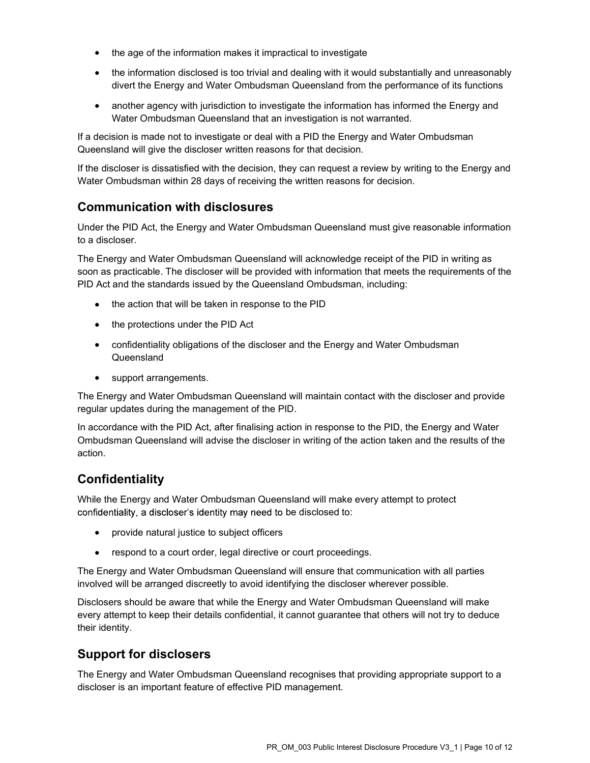- the age of the information makes it impractical to investigate
- the information disclosed is too trivial and dealing with it would substantially and unreasonably divert the Energy and Water Ombudsman Queensland from the performance of its functions
- another agency with jurisdiction to investigate the information has informed the Energy and Water Ombudsman Queensland that an investigation is not warranted.

If a decision is made not to investigate or deal with a PID the Energy and Water Ombudsman Queensland will give the discloser written reasons for that decision.

If the discloser is dissatisfied with the decision, they can request a review by writing to the Energy and Water Ombudsman within 28 days of receiving the written reasons for decision.

## Communication with disclosures

Under the PID Act, the Energy and Water Ombudsman Queensland must give reasonable information to a discloser.

The Energy and Water Ombudsman Queensland will acknowledge receipt of the PID in writing as soon as practicable. The discloser will be provided with information that meets the requirements of the PID Act and the standards issued by the Queensland Ombudsman, including:

- the action that will be taken in response to the PID
- the protections under the PID Act
- confidentiality obligations of the discloser and the Energy and Water Ombudsman Queensland
- support arrangements.

The Energy and Water Ombudsman Queensland will maintain contact with the discloser and provide regular updates during the management of the PID.

In accordance with the PID Act, after finalising action in response to the PID, the Energy and Water Ombudsman Queensland will advise the discloser in writing of the action taken and the results of the action.

## Confidentiality

While the Energy and Water Ombudsman Queensland will make every attempt to protect confidentiality, a discloser's identity may need to be disclosed to:

- provide natural justice to subject officers
- respond to a court order, legal directive or court proceedings.

The Energy and Water Ombudsman Queensland will ensure that communication with all parties involved will be arranged discreetly to avoid identifying the discloser wherever possible.

Disclosers should be aware that while the Energy and Water Ombudsman Queensland will make every attempt to keep their details confidential, it cannot guarantee that others will not try to deduce their identity.

## Support for disclosers

The Energy and Water Ombudsman Queensland recognises that providing appropriate support to a discloser is an important feature of effective PID management.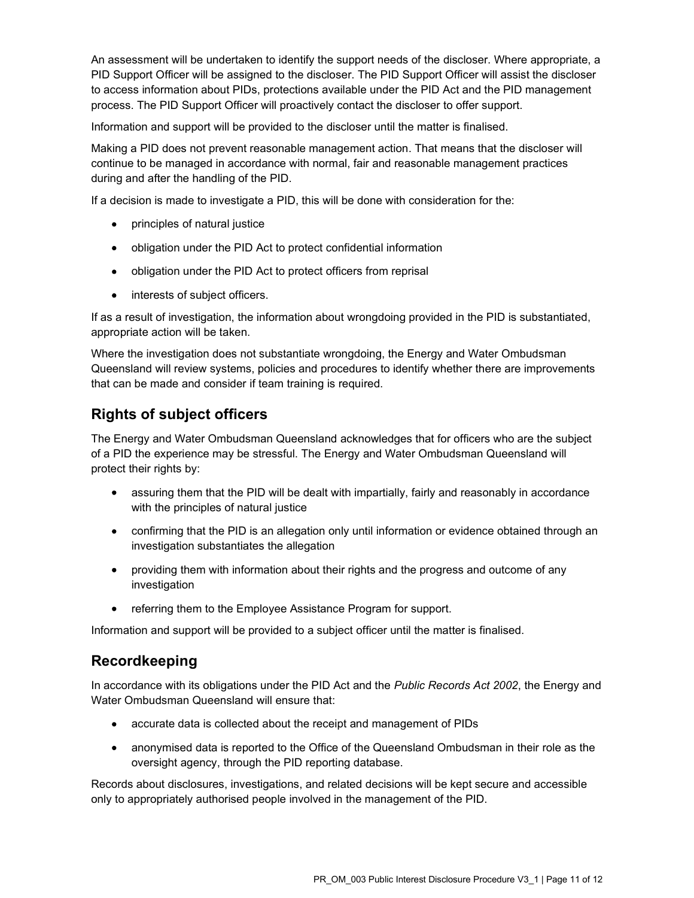An assessment will be undertaken to identify the support needs of the discloser. Where appropriate, a PID Support Officer will be assigned to the discloser. The PID Support Officer will assist the discloser to access information about PIDs, protections available under the PID Act and the PID management process. The PID Support Officer will proactively contact the discloser to offer support.

Information and support will be provided to the discloser until the matter is finalised.

Making a PID does not prevent reasonable management action. That means that the discloser will continue to be managed in accordance with normal, fair and reasonable management practices during and after the handling of the PID.

If a decision is made to investigate a PID, this will be done with consideration for the:

- principles of natural justice
- obligation under the PID Act to protect confidential information
- obligation under the PID Act to protect officers from reprisal
- interests of subject officers.

If as a result of investigation, the information about wrongdoing provided in the PID is substantiated, appropriate action will be taken.

Where the investigation does not substantiate wrongdoing, the Energy and Water Ombudsman Queensland will review systems, policies and procedures to identify whether there are improvements that can be made and consider if team training is required.

## Rights of subject officers

The Energy and Water Ombudsman Queensland acknowledges that for officers who are the subject of a PID the experience may be stressful. The Energy and Water Ombudsman Queensland will protect their rights by:

- assuring them that the PID will be dealt with impartially, fairly and reasonably in accordance with the principles of natural justice
- confirming that the PID is an allegation only until information or evidence obtained through an investigation substantiates the allegation
- providing them with information about their rights and the progress and outcome of any investigation
- referring them to the Employee Assistance Program for support.

Information and support will be provided to a subject officer until the matter is finalised.

## Recordkeeping

In accordance with its obligations under the PID Act and the *Public Records Act 2002*, the Energy and Water Ombudsman Queensland will ensure that:

- accurate data is collected about the receipt and management of PIDs
- anonymised data is reported to the Office of the Queensland Ombudsman in their role as the oversight agency, through the PID reporting database.

Records about disclosures, investigations, and related decisions will be kept secure and accessible only to appropriately authorised people involved in the management of the PID.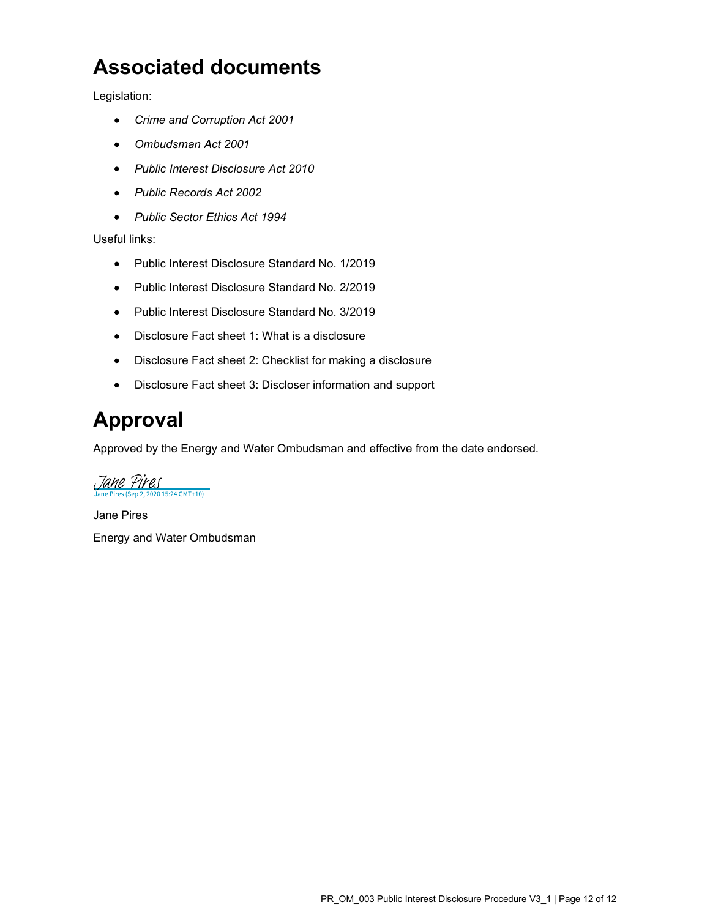# Associated documents

Legislation:

- *Crime and Corruption Act 2001*
- *Ombudsman Act 2001*
- *Public Interest Disclosure Act 2010*
- *Public Records Act 2002*
- *Public Sector Ethics Act 1994*

Useful links:

- Public Interest Disclosure Standard No. 1/2019
- Public Interest Disclosure Standard No. 2/2019
- Public Interest Disclosure Standard No. 3/2019
- Disclosure Fact sheet 1: What is a disclosure
- Disclosure Fact sheet 2: Checklist for making a disclosure
- Disclosure Fact sheet 3: Discloser information and support

# Approval

Approved by the Energy and Water Ombudsman and effective from the date endorsed.

Jane Pires
Jane Pires (Sep 2, 2020 15:24 GMT+10)

Jane Pires

Energy and Water Ombudsman